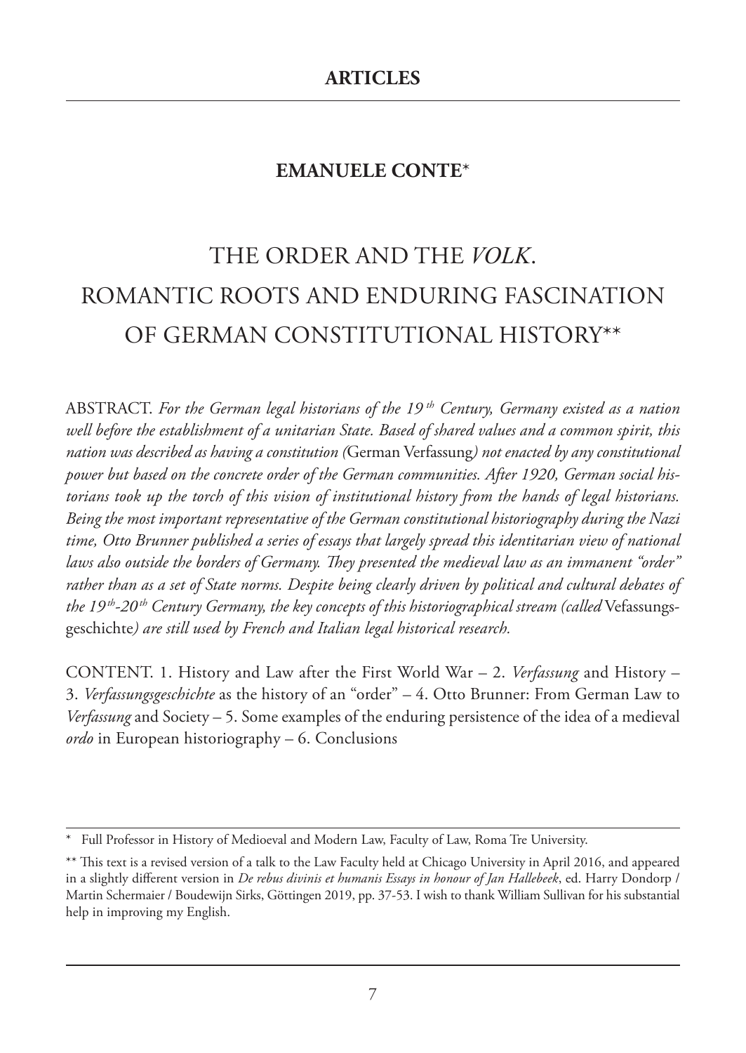## ARTICLES

### EMANUELE CONTE*

# THE ORDER AND THE *VOLK*. ROMANTIC ROOTS AND ENDURING FASCINATION OF GERMAN CONSTITUTIONAL HISTORY**

ABSTRACT. *For the German legal historians of the 19 th Century, Germany existed as a nation well before the establishment of a unitarian State. Based of shared values and a common spirit, this nation was described as having a constitution (*German Verfassung*) not enacted by any constitutional power but based on the concrete order of the German communities. After 1920, German social historians took up the torch of this vision of institutional history from the hands of legal historians. Being the most important representative of the German constitutional historiography during the Nazi time, Otto Brunner published a series of essays that largely spread this identitarian view of national laws also outside the borders of Germany. They presented the medieval law as an immanent "order" rather than as a set of State norms. Despite being clearly driven by political and cultural debates of the 19th-20th Century Germany, the key concepts of this historiographical stream (called* Vefassungsgeschichte*) are still used by French and Italian legal historical research.*

CONTENT. 1. History and Law after the First World War – 2. *Verfassung* and History – 3. *Verfassungsgeschichte* as the history of an "order" – 4. Otto Brunner: From German Law to *Verfassung* and Society – 5. Some examples of the enduring persistence of the idea of a medieval *ordo* in European historiography – 6. Conclusions

---

\* Full Professor in History of Medioeval and Modern Law, Faculty of Law, Roma Tre University.

\*\* This text is a revised version of a talk to the Law Faculty held at Chicago University in April 2016, and appeared in a slightly different version in *De rebus divinis et humanis Essays in honour of Jan Hallebeek*, ed. Harry Dondorp / Martin Schermaier / Boudewijn Sirks, Göttingen 2019, pp. 37-53. I wish to thank William Sullivan for his substantial help in improving my English.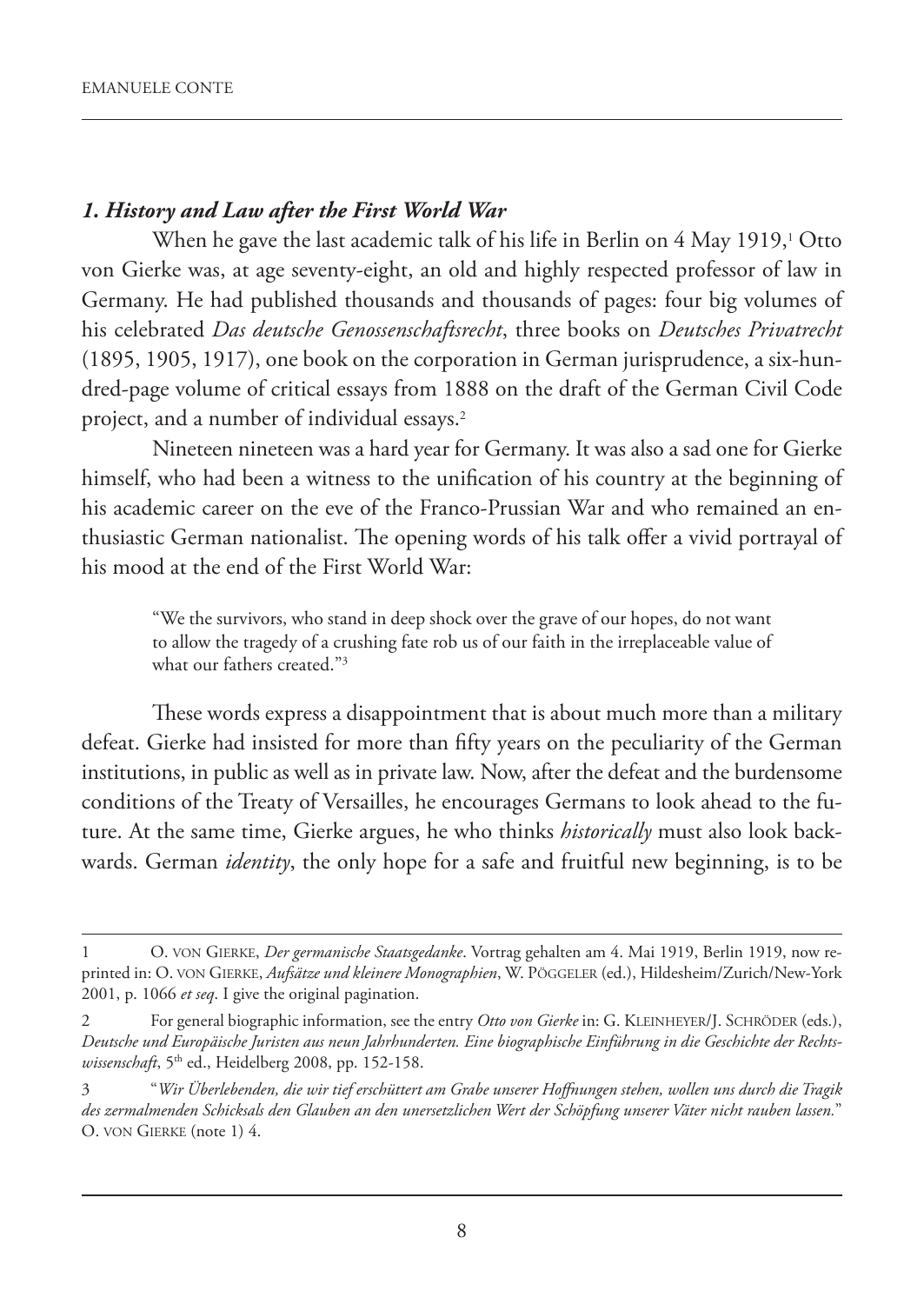### *1. History and Law after the First World War*

When he gave the last academic talk of his life in Berlin on 4 May 1919,[1] Otto von Gierke was, at age seventy-eight, an old and highly respected professor of law in Germany. He had published thousands and thousands of pages: four big volumes of his celebrated *Das deutsche Genossenschaftsrecht*, three books on *Deutsches Privatrecht* (1895, 1905, 1917), one book on the corporation in German jurisprudence, a six-hundred-page volume of critical essays from 1888 on the draft of the German Civil Code project, and a number of individual essays.[2]

Nineteen nineteen was a hard year for Germany. It was also a sad one for Gierke himself, who had been a witness to the unification of his country at the beginning of his academic career on the eve of the Franco-Prussian War and who remained an enthusiastic German nationalist. The opening words of his talk offer a vivid portrayal of his mood at the end of the First World War:

> "We the survivors, who stand in deep shock over the grave of our hopes, do not want to allow the tragedy of a crushing fate rob us of our faith in the irreplaceable value of what our fathers created."[3]

These words express a disappointment that is about much more than a military defeat. Gierke had insisted for more than fifty years on the peculiarity of the German institutions, in public as well as in private law. Now, after the defeat and the burdensome conditions of the Treaty of Versailles, he encourages Germans to look ahead to the future. At the same time, Gierke argues, he who thinks *historically* must also look backwards. German *identity*, the only hope for a safe and fruitful new beginning, is to be

---

1 O. von Gierke, *Der germanische Staatsgedanke*. Vortrag gehalten am 4. Mai 1919, Berlin 1919, now reprinted in: O. von Gierke, *Aufsätze und kleinere Monographien*, W. Pöggeler (ed.), Hildesheim/Zurich/New-York 2001, p. 1066 *et seq*. I give the original pagination.

2 For general biographic information, see the entry *Otto von Gierke* in: G. Kleinheyer/J. Schröder (eds.), *Deutsche und Europäische Juristen aus neun Jahrhunderten. Eine biographische Einführung in die Geschichte der Rechtswissenschaft*, 5th ed., Heidelberg 2008, pp. 152-158.

3 "*Wir Überlebenden, die wir tief erschüttert am Grabe unserer Hoffnungen stehen, wollen uns durch die Tragik des zermalmenden Schicksals den Glauben an den unersetzlichen Wert der Schöpfung unserer Väter nicht rauben lassen.*" O. von Gierke (note 1) 4.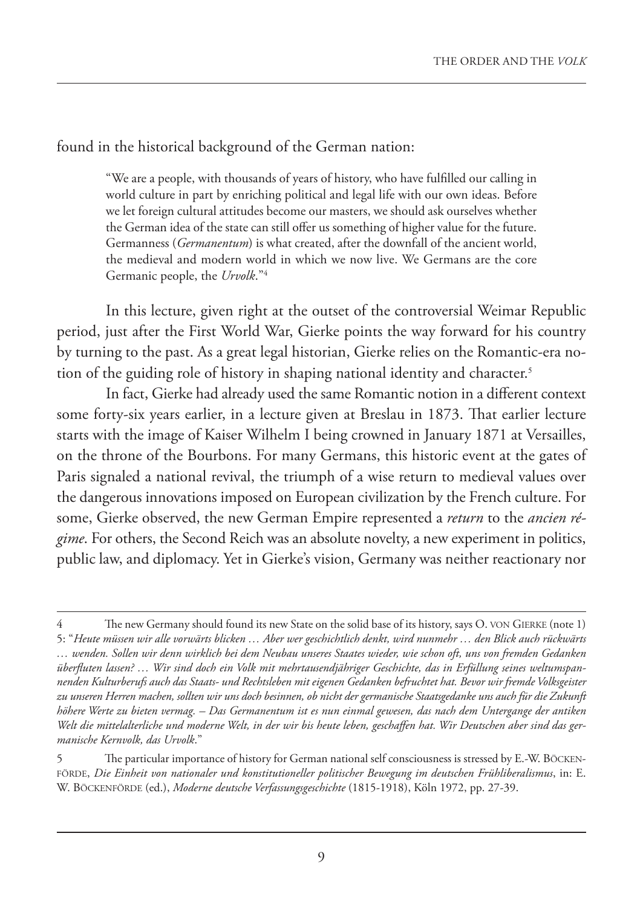found in the historical background of the German nation:

> "We are a people, with thousands of years of history, who have fulfilled our calling in world culture in part by enriching political and legal life with our own ideas. Before we let foreign cultural attitudes become our masters, we should ask ourselves whether the German idea of the state can still offer us something of higher value for the future. Germanness (*Germanentum*) is what created, after the downfall of the ancient world, the medieval and modern world in which we now live. We Germans are the core Germanic people, the *Urvolk*."[4]

In this lecture, given right at the outset of the controversial Weimar Republic period, just after the First World War, Gierke points the way forward for his country by turning to the past. As a great legal historian, Gierke relies on the Romantic-era notion of the guiding role of history in shaping national identity and character.[5]

In fact, Gierke had already used the same Romantic notion in a different context some forty-six years earlier, in a lecture given at Breslau in 1873. That earlier lecture starts with the image of Kaiser Wilhelm I being crowned in January 1871 at Versailles, on the throne of the Bourbons. For many Germans, this historic event at the gates of Paris signaled a national revival, the triumph of a wise return to medieval values over the dangerous innovations imposed on European civilization by the French culture. For some, Gierke observed, the new German Empire represented a *return* to the *ancien régime*. For others, the Second Reich was an absolute novelty, a new experiment in politics, public law, and diplomacy. Yet in Gierke's vision, Germany was neither reactionary nor

---

4 The new Germany should found its new State on the solid base of its history, says O. von Gierke (note 1) 5: "*Heute müssen wir alle vorwärts blicken … Aber wer geschichtlich denkt, wird nunmehr … den Blick auch rückwärts … wenden. Sollen wir denn wirklich bei dem Neubau unseres Staates wieder, wie schon oft, uns von fremden Gedanken überfluten lassen? … Wir sind doch ein Volk mit mehrtausendjähriger Geschichte, das in Erfüllung seines weltumspannenden Kulturberufs auch das Staats- und Rechtsleben mit eigenen Gedanken befruchtet hat. Bevor wir fremde Volksgeister zu unseren Herren machen, sollten wir uns doch besinnen, ob nicht der germanische Staatsgedanke uns auch für die Zukunft höhere Werte zu bieten vermag. – Das Germanentum ist es nun einmal gewesen, das nach dem Untergange der antiken Welt die mittelalterliche und moderne Welt, in der wir bis heute leben, geschaffen hat. Wir Deutschen aber sind das germanische Kernvolk, das Urvolk*."

5 The particular importance of history for German national self consciousness is stressed by E.-W. Böckenförde, *Die Einheit von nationaler und konstitutioneller politischer Bewegung im deutschen Frühliberalismus*, in: E. W. Böckenförde (ed.), *Moderne deutsche Verfassungsgeschichte* (1815-1918), Köln 1972, pp. 27-39.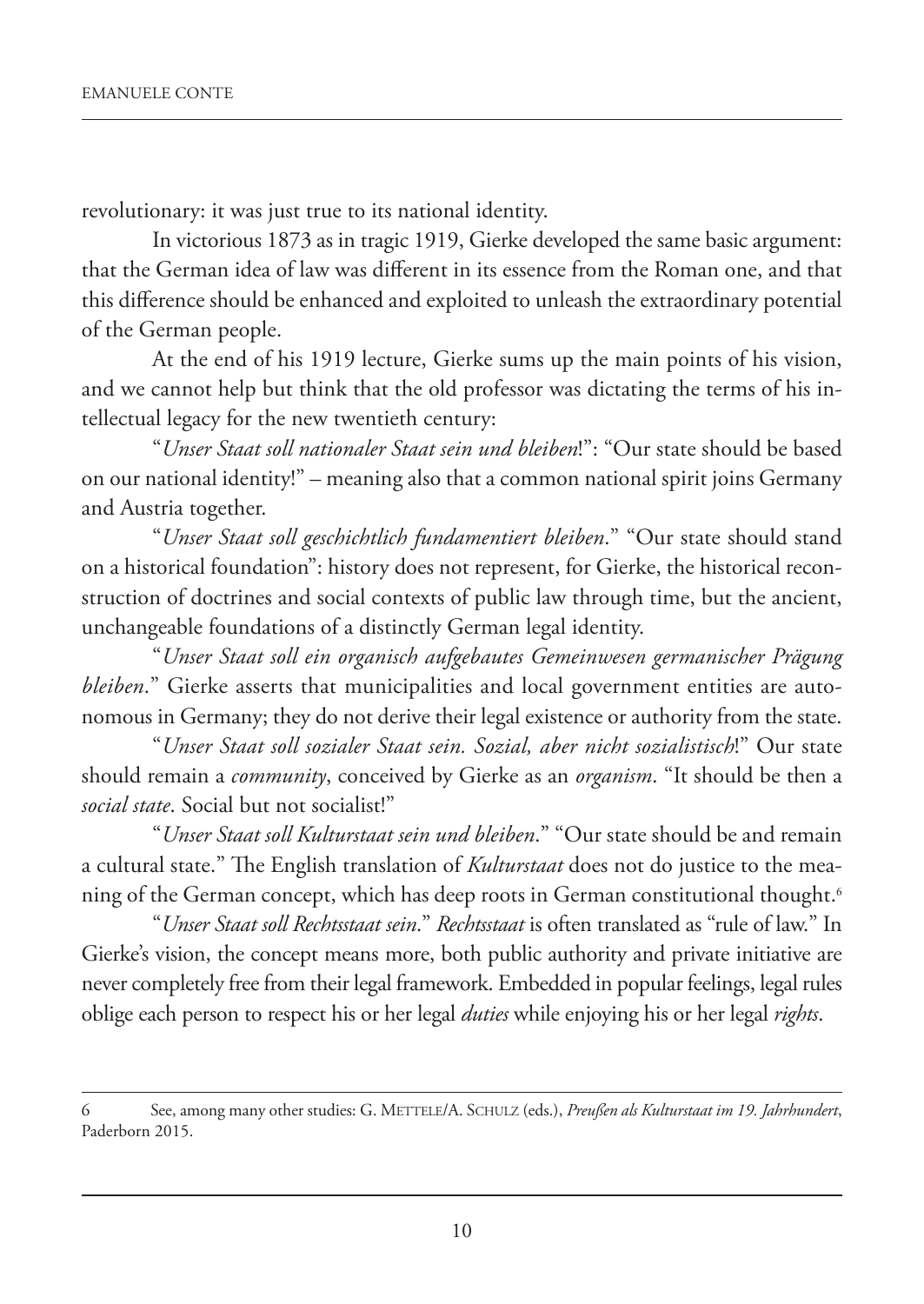revolutionary: it was just true to its national identity.

In victorious 1873 as in tragic 1919, Gierke developed the same basic argument: that the German idea of law was different in its essence from the Roman one, and that this difference should be enhanced and exploited to unleash the extraordinary potential of the German people.

At the end of his 1919 lecture, Gierke sums up the main points of his vision, and we cannot help but think that the old professor was dictating the terms of his intellectual legacy for the new twentieth century:

"*Unser Staat soll nationaler Staat sein und bleiben*!": "Our state should be based on our national identity!" – meaning also that a common national spirit joins Germany and Austria together.

"*Unser Staat soll geschichtlich fundamentiert bleiben*." "Our state should stand on a historical foundation": history does not represent, for Gierke, the historical reconstruction of doctrines and social contexts of public law through time, but the ancient, unchangeable foundations of a distinctly German legal identity.

"*Unser Staat soll ein organisch aufgebautes Gemeinwesen germanischer Prägung bleiben*." Gierke asserts that municipalities and local government entities are autonomous in Germany; they do not derive their legal existence or authority from the state.

"*Unser Staat soll sozialer Staat sein. Sozial, aber nicht sozialistisch*!" Our state should remain a *community*, conceived by Gierke as an *organism*. "It should be then a *social state*. Social but not socialist!"

"*Unser Staat soll Kulturstaat sein und bleiben*." "Our state should be and remain a cultural state." The English translation of *Kulturstaat* does not do justice to the meaning of the German concept, which has deep roots in German constitutional thought.[6]

"*Unser Staat soll Rechtsstaat sein*." *Rechtsstaat* is often translated as "rule of law." In Gierke's vision, the concept means more, both public authority and private initiative are never completely free from their legal framework. Embedded in popular feelings, legal rules oblige each person to respect his or her legal *duties* while enjoying his or her legal *rights*.

---

6 See, among many other studies: G. Mettele/A. Schulz (eds.), *Preußen als Kulturstaat im 19. Jahrhundert*, Paderborn 2015.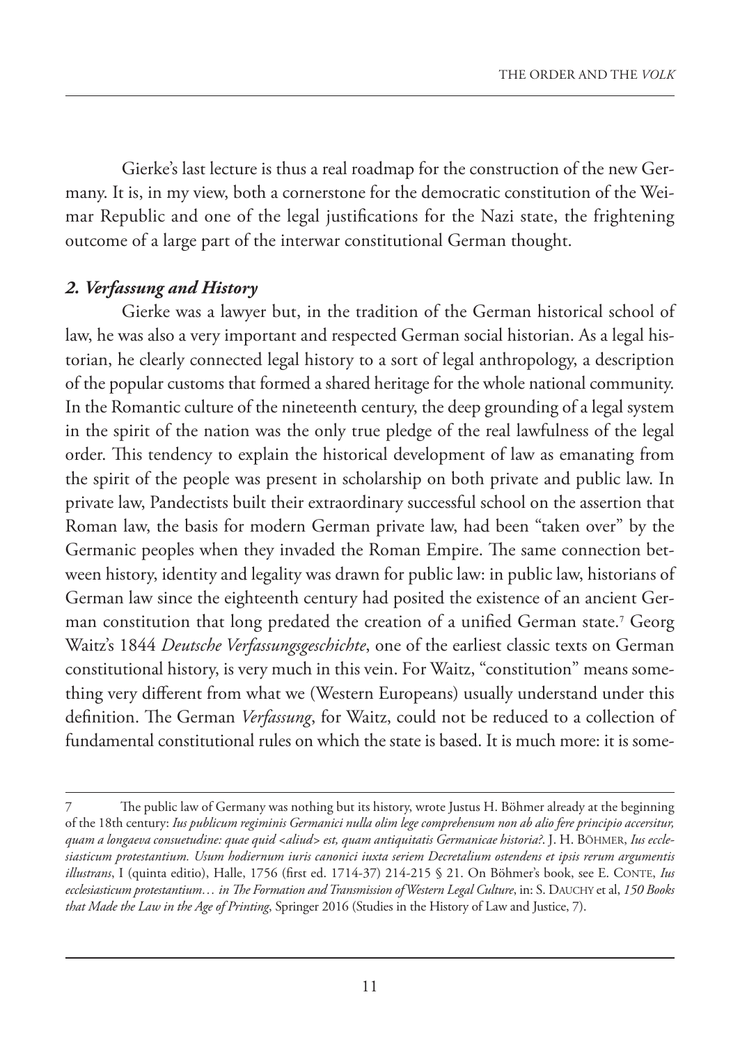Gierke's last lecture is thus a real roadmap for the construction of the new Germany. It is, in my view, both a cornerstone for the democratic constitution of the Weimar Republic and one of the legal justifications for the Nazi state, the frightening outcome of a large part of the interwar constitutional German thought.

### *2. Verfassung and History*

Gierke was a lawyer but, in the tradition of the German historical school of law, he was also a very important and respected German social historian. As a legal historian, he clearly connected legal history to a sort of legal anthropology, a description of the popular customs that formed a shared heritage for the whole national community. In the Romantic culture of the nineteenth century, the deep grounding of a legal system in the spirit of the nation was the only true pledge of the real lawfulness of the legal order. This tendency to explain the historical development of law as emanating from the spirit of the people was present in scholarship on both private and public law. In private law, Pandectists built their extraordinary successful school on the assertion that Roman law, the basis for modern German private law, had been "taken over" by the Germanic peoples when they invaded the Roman Empire. The same connection between history, identity and legality was drawn for public law: in public law, historians of German law since the eighteenth century had posited the existence of an ancient German constitution that long predated the creation of a unified German state.[7] Georg Waitz's 1844 *Deutsche Verfassungsgeschichte*, one of the earliest classic texts on German constitutional history, is very much in this vein. For Waitz, "constitution" means something very different from what we (Western Europeans) usually understand under this definition. The German *Verfassung*, for Waitz, could not be reduced to a collection of fundamental constitutional rules on which the state is based. It is much more: it is some-

---

7 The public law of Germany was nothing but its history, wrote Justus H. Böhmer already at the beginning of the 18th century: *Ius publicum regiminis Germanici nulla olim lege comprehensum non ab alio fere principio accersitur, quam a longaeva consuetudine: quae quid <aliud> est, quam antiquitatis Germanicae historia?*. J. H. Böhmer, *Ius ecclesiasticum protestantium. Usum hodiernum iuris canonici iuxta seriem Decretalium ostendens et ipsis rerum argumentis illustrans*, I (quinta editio), Halle, 1756 (first ed. 1714-37) 214-215 § 21. On Böhmer's book, see E. Conte, *Ius ecclesiasticum protestantium… in The Formation and Transmission of Western Legal Culture*, in: S. Dauchy et al, *150 Books that Made the Law in the Age of Printing*, Springer 2016 (Studies in the History of Law and Justice, 7).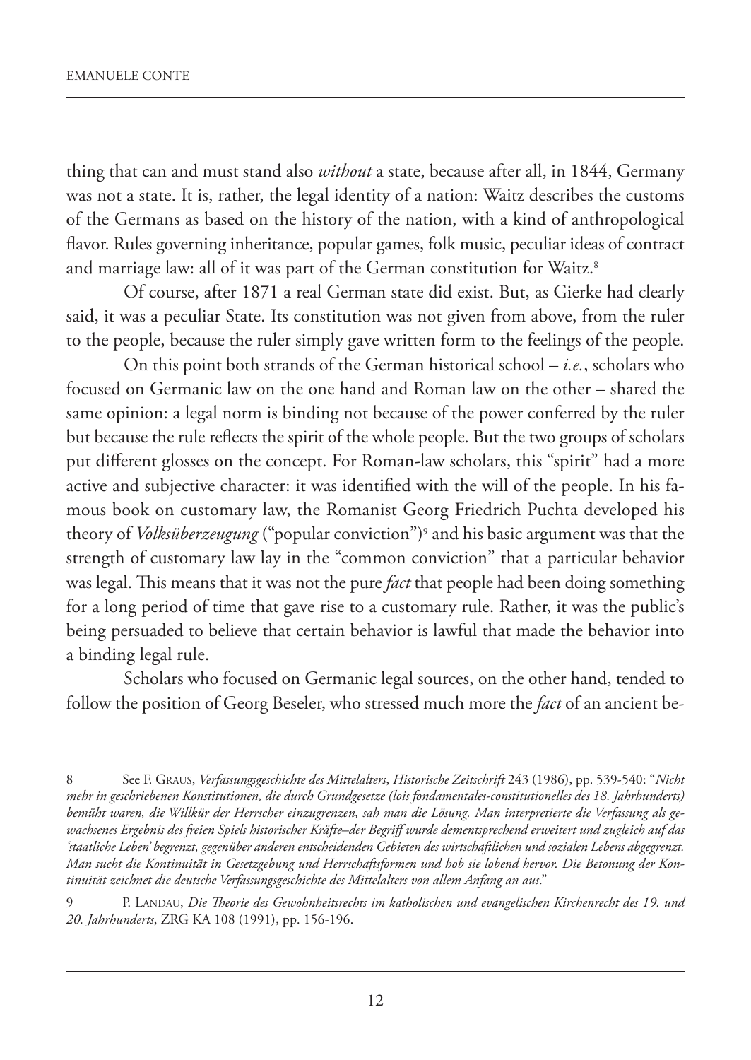thing that can and must stand also *without* a state, because after all, in 1844, Germany was not a state. It is, rather, the legal identity of a nation: Waitz describes the customs of the Germans as based on the history of the nation, with a kind of anthropological flavor. Rules governing inheritance, popular games, folk music, peculiar ideas of contract and marriage law: all of it was part of the German constitution for Waitz.[8]

Of course, after 1871 a real German state did exist. But, as Gierke had clearly said, it was a peculiar State. Its constitution was not given from above, from the ruler to the people, because the ruler simply gave written form to the feelings of the people.

On this point both strands of the German historical school – *i.e.*, scholars who focused on Germanic law on the one hand and Roman law on the other – shared the same opinion: a legal norm is binding not because of the power conferred by the ruler but because the rule reflects the spirit of the whole people. But the two groups of scholars put different glosses on the concept. For Roman-law scholars, this "spirit" had a more active and subjective character: it was identified with the will of the people. In his famous book on customary law, the Romanist Georg Friedrich Puchta developed his theory of *Volksüberzeugung* ("popular conviction")[9] and his basic argument was that the strength of customary law lay in the "common conviction" that a particular behavior was legal. This means that it was not the pure *fact* that people had been doing something for a long period of time that gave rise to a customary rule. Rather, it was the public's being persuaded to believe that certain behavior is lawful that made the behavior into a binding legal rule.

Scholars who focused on Germanic legal sources, on the other hand, tended to follow the position of Georg Beseler, who stressed much more the *fact* of an ancient be-

---

8 See F. Graus, *Verfassungsgeschichte des Mittelalters*, *Historische Zeitschrift* 243 (1986), pp. 539-540: "*Nicht mehr in geschriebenen Konstitutionen, die durch Grundgesetze (lois fondamentales-constitutionelles des 18. Jahrhunderts) bemüht waren, die Willkür der Herrscher einzugrenzen, sah man die Lösung. Man interpretierte die Verfassung als gewachsenes Ergebnis des freien Spiels historischer Kräfte–der Begriff wurde dementsprechend erweitert und zugleich auf das 'staatliche Leben' begrenzt, gegenüber anderen entscheidenden Gebieten des wirtschaftlichen und sozialen Lebens abgegrenzt. Man sucht die Kontinuität in Gesetzgebung und Herrschaftsformen und hob sie lobend hervor. Die Betonung der Kontinuität zeichnet die deutsche Verfassungsgeschichte des Mittelalters von allem Anfang an aus*."

9 P. Landau, *Die Theorie des Gewohnheitsrechts im katholischen und evangelischen Kirchenrecht des 19. und 20. Jahrhunderts*, ZRG KA 108 (1991), pp. 156-196.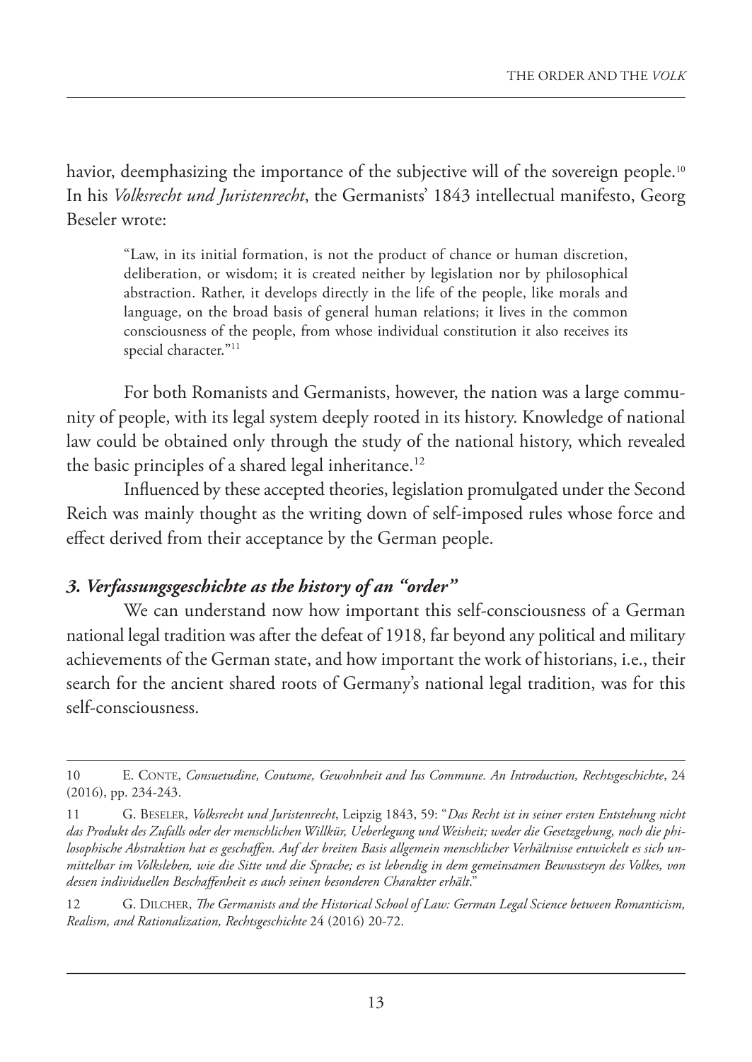havior, deemphasizing the importance of the subjective will of the sovereign people.[10] In his *Volksrecht und Juristenrecht*, the Germanists' 1843 intellectual manifesto, Georg Beseler wrote:

> "Law, in its initial formation, is not the product of chance or human discretion, deliberation, or wisdom; it is created neither by legislation nor by philosophical abstraction. Rather, it develops directly in the life of the people, like morals and language, on the broad basis of general human relations; it lives in the common consciousness of the people, from whose individual constitution it also receives its special character."[11]

For both Romanists and Germanists, however, the nation was a large community of people, with its legal system deeply rooted in its history. Knowledge of national law could be obtained only through the study of the national history, which revealed the basic principles of a shared legal inheritance.[12]

Influenced by these accepted theories, legislation promulgated under the Second Reich was mainly thought as the writing down of self-imposed rules whose force and effect derived from their acceptance by the German people.

### *3. Verfassungsgeschichte as the history of an "order"*

We can understand now how important this self-consciousness of a German national legal tradition was after the defeat of 1918, far beyond any political and military achievements of the German state, and how important the work of historians, i.e., their search for the ancient shared roots of Germany's national legal tradition, was for this self-consciousness.

---

10 E. Conte, *Consuetudine, Coutume, Gewohnheit and Ius Commune. An Introduction, Rechtsgeschichte*, 24 (2016), pp. 234-243.

11 G. Beseler, *Volksrecht und Juristenrecht*, Leipzig 1843, 59: "*Das Recht ist in seiner ersten Entstehung nicht das Produkt des Zufalls oder der menschlichen Willkür, Ueberlegung und Weisheit; weder die Gesetzgebung, noch die philosophische Abstraktion hat es geschaffen. Auf der breiten Basis allgemein menschlicher Verhältnisse entwickelt es sich unmittelbar im Volksleben, wie die Sitte und die Sprache; es ist lebendig in dem gemeinsamen Bewusstseyn des Volkes, von dessen individuellen Beschaffenheit es auch seinen besonderen Charakter erhält*."

12 G. Dilcher, *The Germanists and the Historical School of Law: German Legal Science between Romanticism, Realism, and Rationalization, Rechtsgeschichte* 24 (2016) 20-72.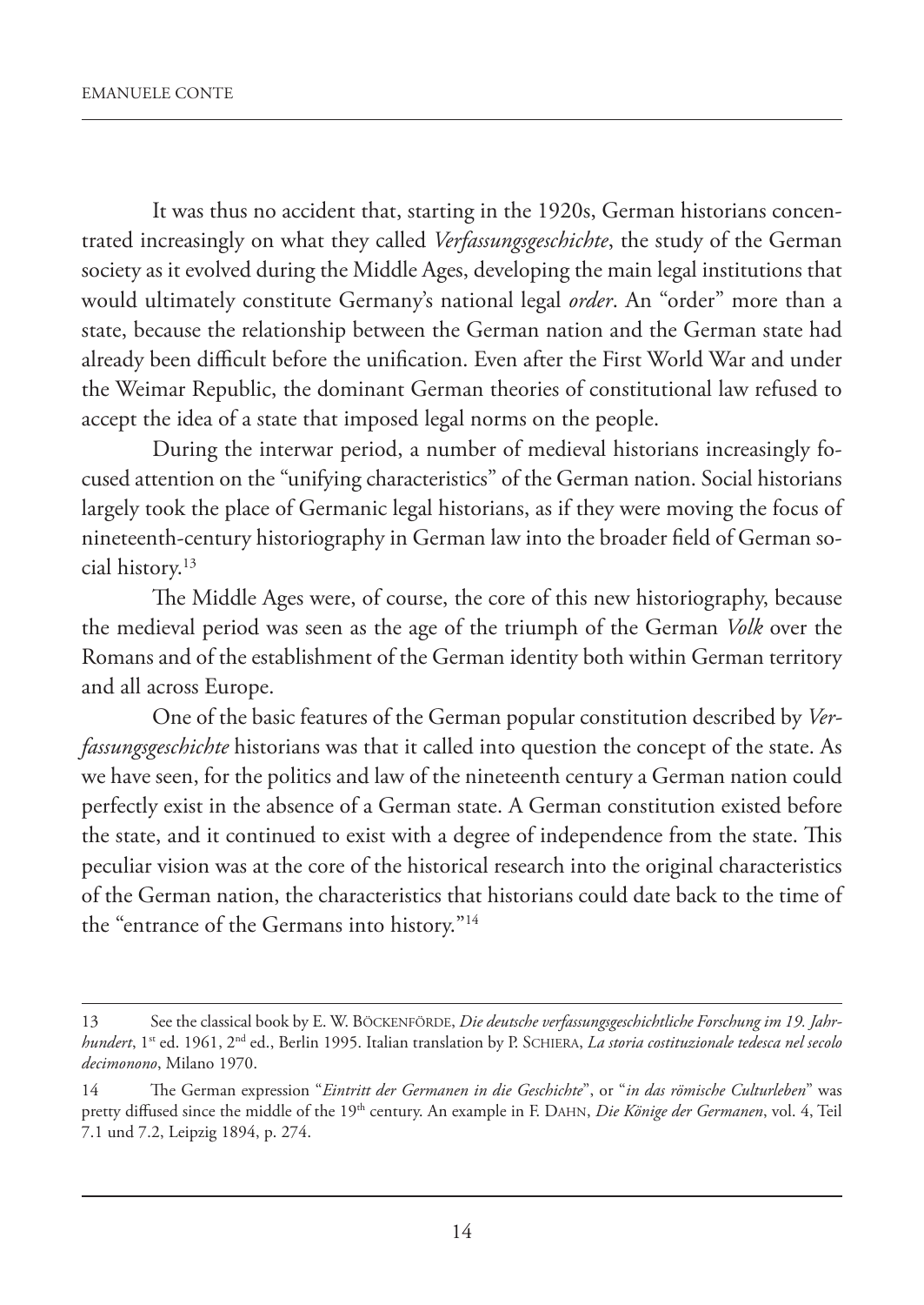It was thus no accident that, starting in the 1920s, German historians concentrated increasingly on what they called *Verfassungsgeschichte*, the study of the German society as it evolved during the Middle Ages, developing the main legal institutions that would ultimately constitute Germany's national legal *order*. An "order" more than a state, because the relationship between the German nation and the German state had already been difficult before the unification. Even after the First World War and under the Weimar Republic, the dominant German theories of constitutional law refused to accept the idea of a state that imposed legal norms on the people.

During the interwar period, a number of medieval historians increasingly focused attention on the "unifying characteristics" of the German nation. Social historians largely took the place of Germanic legal historians, as if they were moving the focus of nineteenth-century historiography in German law into the broader field of German social history.[13]

The Middle Ages were, of course, the core of this new historiography, because the medieval period was seen as the age of the triumph of the German *Volk* over the Romans and of the establishment of the German identity both within German territory and all across Europe.

One of the basic features of the German popular constitution described by *Verfassungsgeschichte* historians was that it called into question the concept of the state. As we have seen, for the politics and law of the nineteenth century a German nation could perfectly exist in the absence of a German state. A German constitution existed before the state, and it continued to exist with a degree of independence from the state. This peculiar vision was at the core of the historical research into the original characteristics of the German nation, the characteristics that historians could date back to the time of the "entrance of the Germans into history."[14]

---

13 See the classical book by E. W. Böckenförde, *Die deutsche verfassungsgeschichtliche Forschung im 19. Jahrhundert*, 1st ed. 1961, 2nd ed., Berlin 1995. Italian translation by P. Schiera, *La storia costituzionale tedesca nel secolo decimonono*, Milano 1970.

14 The German expression "*Eintritt der Germanen in die Geschichte*", or "*in das römische Culturleben*" was pretty diffused since the middle of the 19th century. An example in F. Dahn, *Die Könige der Germanen*, vol. 4, Teil 7.1 und 7.2, Leipzig 1894, p. 274.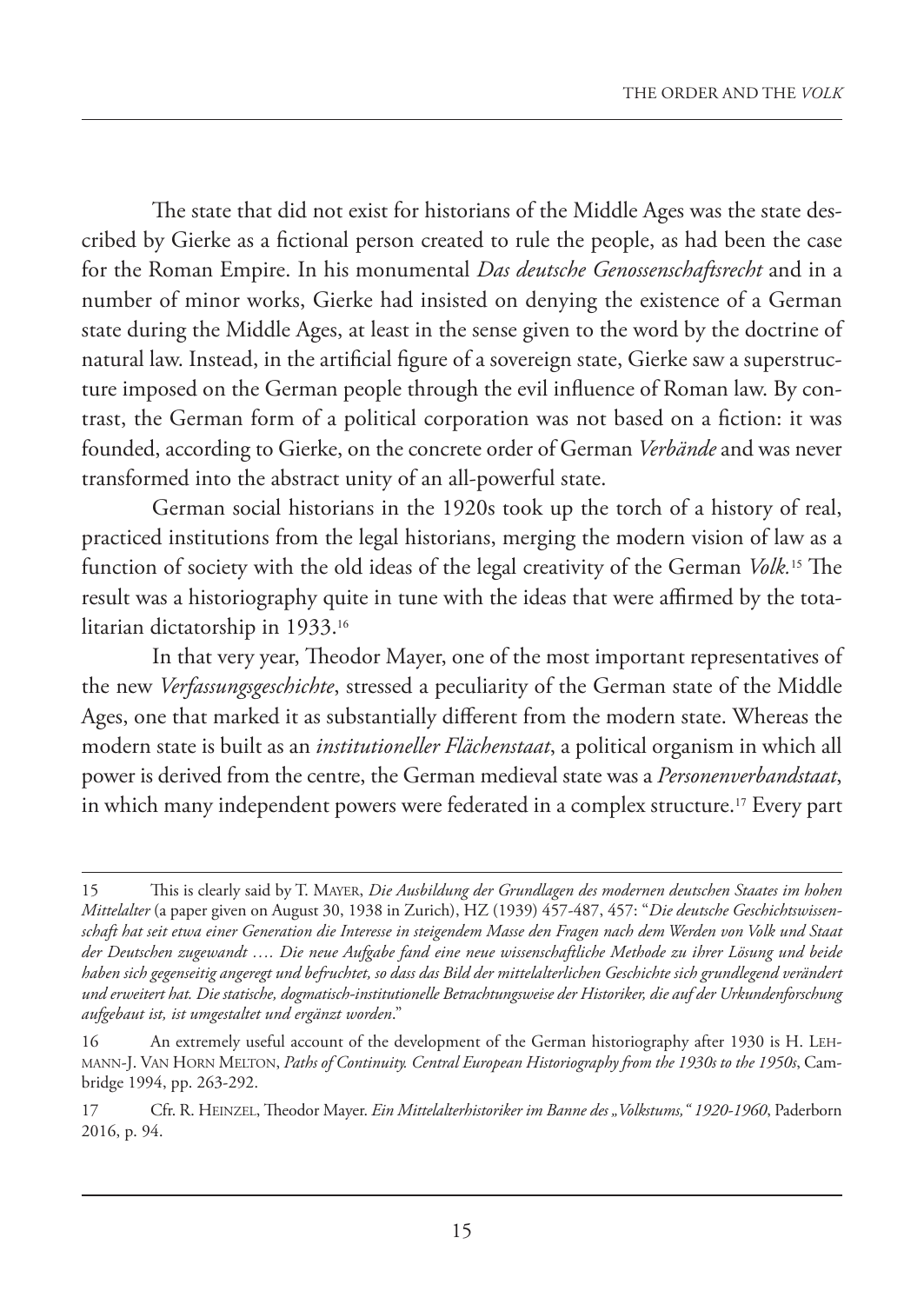The state that did not exist for historians of the Middle Ages was the state described by Gierke as a fictional person created to rule the people, as had been the case for the Roman Empire. In his monumental *Das deutsche Genossenschaftsrecht* and in a number of minor works, Gierke had insisted on denying the existence of a German state during the Middle Ages, at least in the sense given to the word by the doctrine of natural law. Instead, in the artificial figure of a sovereign state, Gierke saw a superstructure imposed on the German people through the evil influence of Roman law. By contrast, the German form of a political corporation was not based on a fiction: it was founded, according to Gierke, on the concrete order of German *Verbände* and was never transformed into the abstract unity of an all-powerful state.

German social historians in the 1920s took up the torch of a history of real, practiced institutions from the legal historians, merging the modern vision of law as a function of society with the old ideas of the legal creativity of the German *Volk*.[15] The result was a historiography quite in tune with the ideas that were affirmed by the totalitarian dictatorship in 1933.[16]

In that very year, Theodor Mayer, one of the most important representatives of the new *Verfassungsgeschichte*, stressed a peculiarity of the German state of the Middle Ages, one that marked it as substantially different from the modern state. Whereas the modern state is built as an *institutioneller Flächenstaat*, a political organism in which all power is derived from the centre, the German medieval state was a *Personenverbandstaat*, in which many independent powers were federated in a complex structure.[17] Every part

---

15 This is clearly said by T. Mayer, *Die Ausbildung der Grundlagen des modernen deutschen Staates im hohen Mittelalter* (a paper given on August 30, 1938 in Zurich), HZ (1939) 457-487, 457: "*Die deutsche Geschichtswissenschaft hat seit etwa einer Generation die Interesse in steigendem Masse den Fragen nach dem Werden von Volk und Staat der Deutschen zugewandt …. Die neue Aufgabe fand eine neue wissenschaftliche Methode zu ihrer Lösung und beide haben sich gegenseitig angeregt und befruchtet, so dass das Bild der mittelalterlichen Geschichte sich grundlegend verändert und erweitert hat. Die statische, dogmatisch-institutionelle Betrachtungsweise der Historiker, die auf der Urkundenforschung aufgebaut ist, ist umgestaltet und ergänzt worden*."

16 An extremely useful account of the development of the German historiography after 1930 is H. Lehmann-J. Van Horn Melton, *Paths of Continuity. Central European Historiography from the 1930s to the 1950s*, Cambridge 1994, pp. 263-292.

17 Cfr. R. Heinzel, Theodor Mayer. *Ein Mittelalterhistoriker im Banne des „Volkstums," 1920-1960*, Paderborn 2016, p. 94.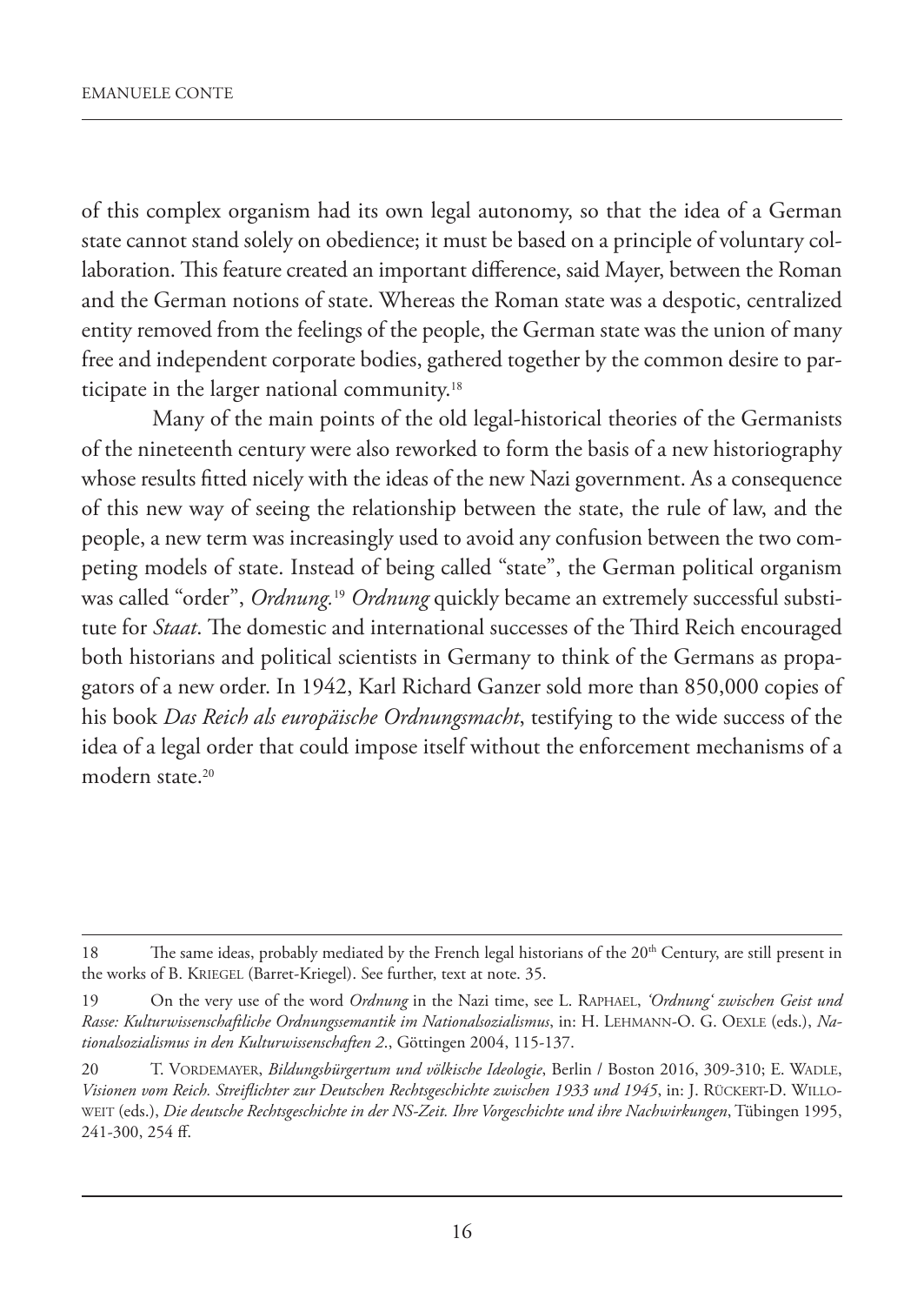of this complex organism had its own legal autonomy, so that the idea of a German state cannot stand solely on obedience; it must be based on a principle of voluntary collaboration. This feature created an important difference, said Mayer, between the Roman and the German notions of state. Whereas the Roman state was a despotic, centralized entity removed from the feelings of the people, the German state was the union of many free and independent corporate bodies, gathered together by the common desire to participate in the larger national community.[18]

Many of the main points of the old legal-historical theories of the Germanists of the nineteenth century were also reworked to form the basis of a new historiography whose results fitted nicely with the ideas of the new Nazi government. As a consequence of this new way of seeing the relationship between the state, the rule of law, and the people, a new term was increasingly used to avoid any confusion between the two competing models of state. Instead of being called "state", the German political organism was called "order", *Ordnung*.[19] *Ordnung* quickly became an extremely successful substitute for *Staat*. The domestic and international successes of the Third Reich encouraged both historians and political scientists in Germany to think of the Germans as propagators of a new order. In 1942, Karl Richard Ganzer sold more than 850,000 copies of his book *Das Reich als europäische Ordnungsmacht*, testifying to the wide success of the idea of a legal order that could impose itself without the enforcement mechanisms of a modern state.[20]

---

18 The same ideas, probably mediated by the French legal historians of the 20th Century, are still present in the works of B. Kriegel (Barret-Kriegel). See further, text at note. 35.

19 On the very use of the word *Ordnung* in the Nazi time, see L. Raphael, *'Ordnung' zwischen Geist und Rasse: Kulturwissenschaftliche Ordnungssemantik im Nationalsozialismus*, in: H. Lehmann-O. G. Oexle (eds.), *Nationalsozialismus in den Kulturwissenschaften 2.*, Göttingen 2004, 115-137.

20 T. Vordemayer, *Bildungsbürgertum und völkische Ideologie*, Berlin / Boston 2016, 309-310; E. Wadle, *Visionen vom Reich. Streiflichter zur Deutschen Rechtsgeschichte zwischen 1933 und 1945*, in: J. Rückert-D. Willoweit (eds.), *Die deutsche Rechtsgeschichte in der NS-Zeit. Ihre Vorgeschichte und ihre Nachwirkungen*, Tübingen 1995, 241-300, 254 ff.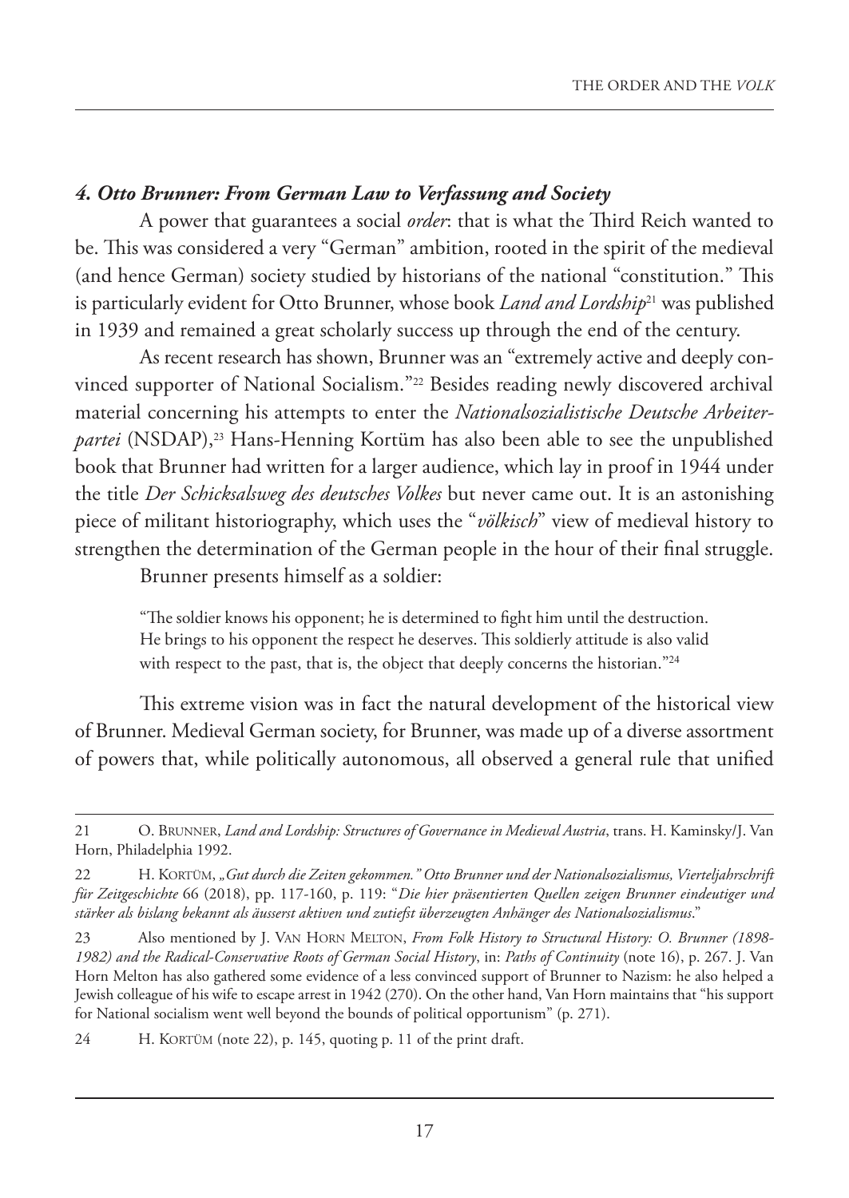#### *4. Otto Brunner: From German Law to Verfassung and Society*

A power that guarantees a social *order*: that is what the Third Reich wanted to be. This was considered a very "German" ambition, rooted in the spirit of the medieval (and hence German) society studied by historians of the national "constitution." This is particularly evident for Otto Brunner, whose book *Land and Lordship*[21] was published in 1939 and remained a great scholarly success up through the end of the century.

As recent research has shown, Brunner was an "extremely active and deeply convinced supporter of National Socialism."[22] Besides reading newly discovered archival material concerning his attempts to enter the *Nationalsozialistische Deutsche Arbeiterpartei* (NSDAP),[23] Hans-Henning Kortüm has also been able to see the unpublished book that Brunner had written for a larger audience, which lay in proof in 1944 under the title *Der Schicksalsweg des deutsches Volkes* but never came out. It is an astonishing piece of militant historiography, which uses the "*völkisch*" view of medieval history to strengthen the determination of the German people in the hour of their final struggle.

Brunner presents himself as a soldier:

> "The soldier knows his opponent; he is determined to fight him until the destruction. He brings to his opponent the respect he deserves. This soldierly attitude is also valid with respect to the past, that is, the object that deeply concerns the historian."[24]

This extreme vision was in fact the natural development of the historical view of Brunner. Medieval German society, for Brunner, was made up of a diverse assortment of powers that, while politically autonomous, all observed a general rule that unified

---

21 O. Brunner, *Land and Lordship: Structures of Governance in Medieval Austria*, trans. H. Kaminsky/J. Van Horn, Philadelphia 1992.

22 H. Kortüm, *„Gut durch die Zeiten gekommen." Otto Brunner und der Nationalsozialismus, Vierteljahrschrift für Zeitgeschichte* 66 (2018), pp. 117-160, p. 119: "*Die hier präsentierten Quellen zeigen Brunner eindeutiger und stärker als bislang bekannt als äusserst aktiven und zutiefst überzeugten Anhänger des Nationalsozialismus*."

23 Also mentioned by J. Van Horn Melton, *From Folk History to Structural History: O. Brunner (1898-1982) and the Radical-Conservative Roots of German Social History*, in: *Paths of Continuity* (note 16), p. 267. J. Van Horn Melton has also gathered some evidence of a less convinced support of Brunner to Nazism: he also helped a Jewish colleague of his wife to escape arrest in 1942 (270). On the other hand, Van Horn maintains that "his support for National socialism went well beyond the bounds of political opportunism" (p. 271).

24 H. Kortüm (note 22), p. 145, quoting p. 11 of the print draft.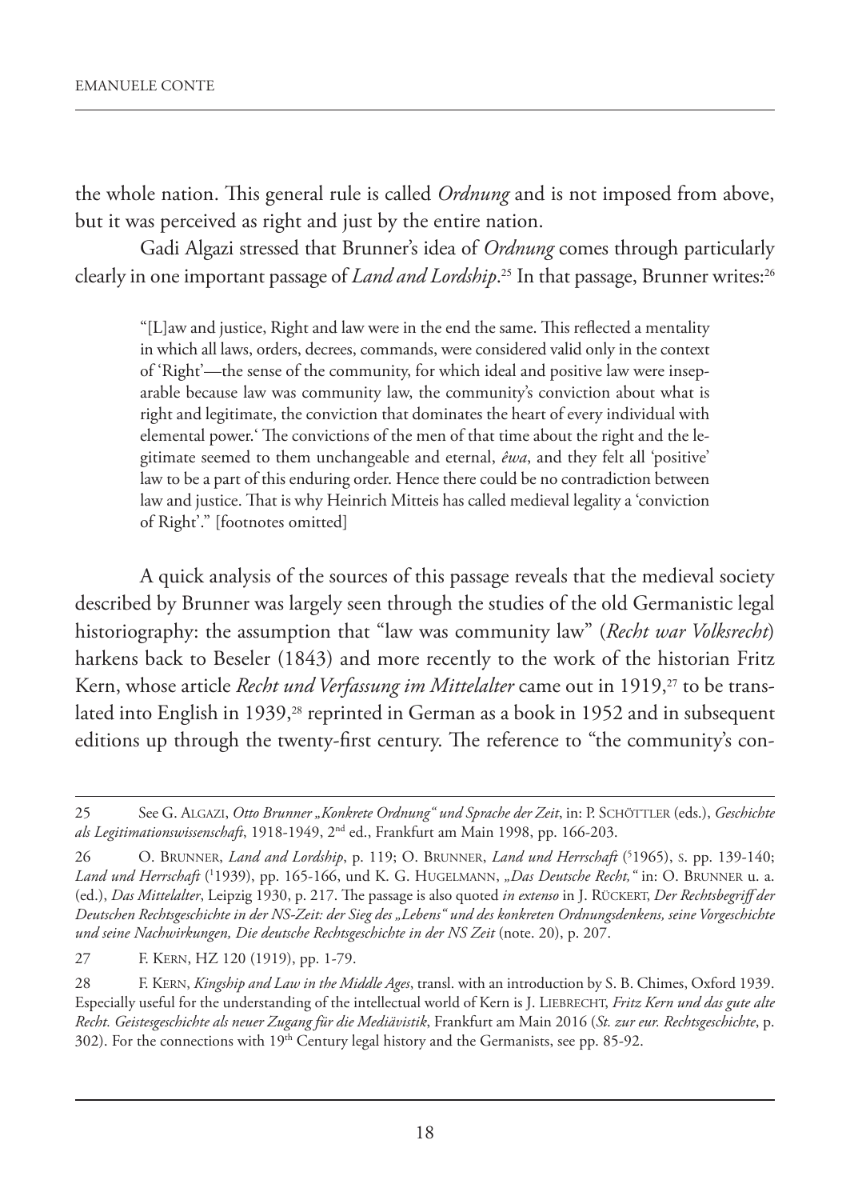the whole nation. This general rule is called *Ordnung* and is not imposed from above, but it was perceived as right and just by the entire nation.

Gadi Algazi stressed that Brunner's idea of *Ordnung* comes through particularly clearly in one important passage of *Land and Lordship*.[25] In that passage, Brunner writes:[26]

> "[L]aw and justice, Right and law were in the end the same. This reflected a mentality in which all laws, orders, decrees, commands, were considered valid only in the context of 'Right'—the sense of the community, for which ideal and positive law were inseparable because law was community law, the community's conviction about what is right and legitimate, the conviction that dominates the heart of every individual with elemental power.' The convictions of the men of that time about the right and the legitimate seemed to them unchangeable and eternal, *êwa*, and they felt all 'positive' law to be a part of this enduring order. Hence there could be no contradiction between law and justice. That is why Heinrich Mitteis has called medieval legality a 'conviction of Right'." [footnotes omitted]

A quick analysis of the sources of this passage reveals that the medieval society described by Brunner was largely seen through the studies of the old Germanistic legal historiography: the assumption that "law was community law" (*Recht war Volksrecht*) harkens back to Beseler (1843) and more recently to the work of the historian Fritz Kern, whose article *Recht und Verfassung im Mittelalter* came out in 1919,[27] to be translated into English in 1939,[28] reprinted in German as a book in 1952 and in subsequent editions up through the twenty-first century. The reference to "the community's con-

---

25 See G. Algazi, *Otto Brunner „Konkrete Ordnung" und Sprache der Zeit*, in: P. Schöttler (eds.), *Geschichte als Legitimationswissenschaft*, 1918-1949, 2nd ed., Frankfurt am Main 1998, pp. 166-203.

26 O. Brunner, *Land and Lordship*, p. 119; O. Brunner, *Land und Herrschaft* (51965), s. pp. 139-140; *Land und Herrschaft* (11939), pp. 165-166, und K. G. Hugelmann, *„Das Deutsche Recht,"* in: O. Brunner u. a. (ed.), *Das Mittelalter*, Leipzig 1930, p. 217. The passage is also quoted *in extenso* in J. Rückert, *Der Rechtsbegriff der Deutschen Rechtsgeschichte in der NS-Zeit: der Sieg des „Lebens" und des konkreten Ordnungsdenkens, seine Vorgeschichte und seine Nachwirkungen, Die deutsche Rechtsgeschichte in der NS Zeit* (note. 20), p. 207.

27 F. Kern, HZ 120 (1919), pp. 1-79.

28 F. Kern, *Kingship and Law in the Middle Ages*, transl. with an introduction by S. B. Chimes, Oxford 1939. Especially useful for the understanding of the intellectual world of Kern is J. Liebrecht, *Fritz Kern und das gute alte Recht. Geistesgeschichte als neuer Zugang für die Mediävistik*, Frankfurt am Main 2016 (*St. zur eur. Rechtsgeschichte*, p. 302). For the connections with 19th Century legal history and the Germanists, see pp. 85-92.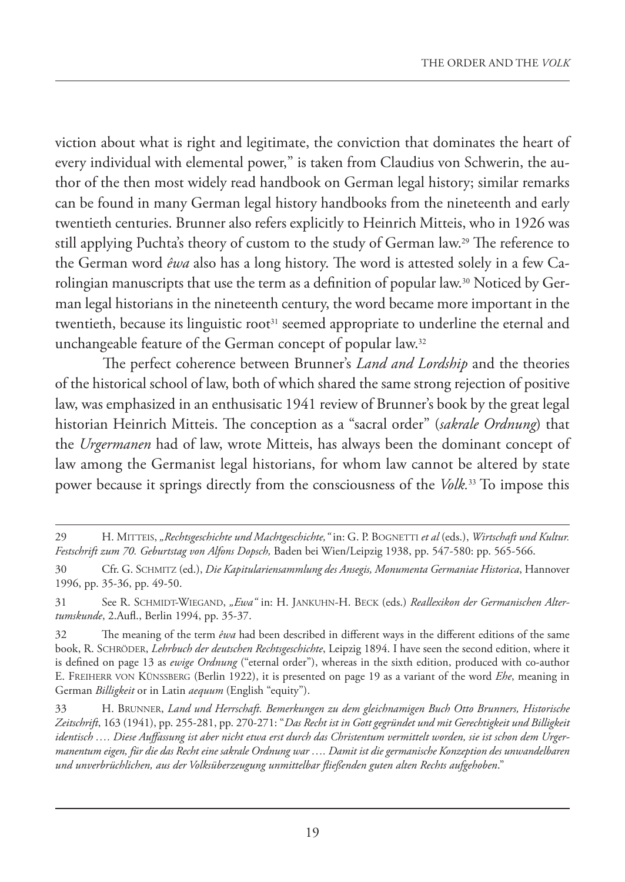viction about what is right and legitimate, the conviction that dominates the heart of every individual with elemental power," is taken from Claudius von Schwerin, the author of the then most widely read handbook on German legal history; similar remarks can be found in many German legal history handbooks from the nineteenth and early twentieth centuries. Brunner also refers explicitly to Heinrich Mitteis, who in 1926 was still applying Puchta's theory of custom to the study of German law.[29] The reference to the German word *êwa* also has a long history. The word is attested solely in a few Carolingian manuscripts that use the term as a definition of popular law.[30] Noticed by German legal historians in the nineteenth century, the word became more important in the twentieth, because its linguistic root[31] seemed appropriate to underline the eternal and unchangeable feature of the German concept of popular law.[32]

The perfect coherence between Brunner's *Land and Lordship* and the theories of the historical school of law, both of which shared the same strong rejection of positive law, was emphasized in an enthusisatic 1941 review of Brunner's book by the great legal historian Heinrich Mitteis. The conception as a "sacral order" (*sakrale Ordnung*) that the *Urgermanen* had of law, wrote Mitteis, has always been the dominant concept of law among the Germanist legal historians, for whom law cannot be altered by state power because it springs directly from the consciousness of the *Volk*.[33] To impose this

---

29 H. Mitteis, *„Rechtsgeschichte und Machtgeschichte,"* in: G. P. Bognetti *et al* (eds.), *Wirtschaft und Kultur. Festschrift zum 70. Geburtstag von Alfons Dopsch,* Baden bei Wien/Leipzig 1938, pp. 547-580: pp. 565-566.

30 Cfr. G. Schmitz (ed.), *Die Kapitulariensammlung des Ansegis, Monumenta Germaniae Historica*, Hannover 1996, pp. 35-36, pp. 49-50.

31 See R. Schmidt-Wiegand, *„Ewa"* in: H. Jankuhn-H. Beck (eds.) *Reallexikon der Germanischen Altertumskunde*, 2.Aufl., Berlin 1994, pp. 35-37.

32 The meaning of the term *êwa* had been described in different ways in the different editions of the same book, R. Schröder, *Lehrbuch der deutschen Rechtsgeschichte*, Leipzig 1894. I have seen the second edition, where it is defined on page 13 as *ewige Ordnung* ("eternal order"), whereas in the sixth edition, produced with co-author E. Freiherr von Künssberg (Berlin 1922), it is presented on page 19 as a variant of the word *Ehe*, meaning in German *Billigkeit* or in Latin *aequum* (English "equity").

33 H. Brunner, *Land und Herrschaft. Bemerkungen zu dem gleichnamigen Buch Otto Brunners, Historische Zeitschrift*, 163 (1941), pp. 255-281, pp. 270-271: "*Das Recht ist in Gott gegründet und mit Gerechtigkeit und Billigkeit identisch .... Diese Auffassung ist aber nicht etwa erst durch das Christentum vermittelt worden, sie ist schon dem Urgermanentum eigen, für die das Recht eine sakrale Ordnung war .... Damit ist die germanische Konzeption des unwandelbaren und unverbrüchlichen, aus der Volksüberzeugung unmittelbar fließenden guten alten Rechts aufgehoben*."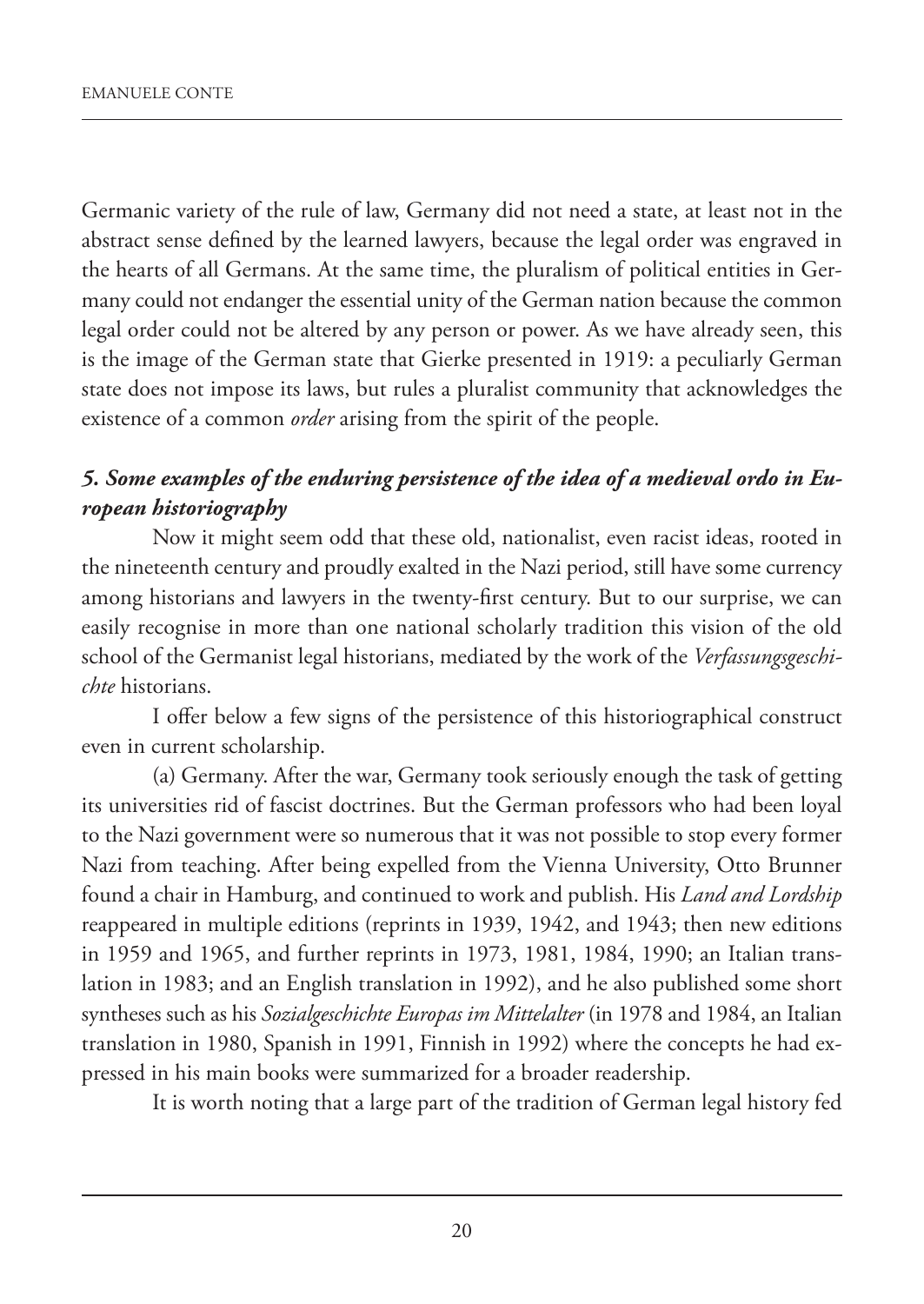Germanic variety of the rule of law, Germany did not need a state, at least not in the abstract sense defined by the learned lawyers, because the legal order was engraved in the hearts of all Germans. At the same time, the pluralism of political entities in Germany could not endanger the essential unity of the German nation because the common legal order could not be altered by any person or power. As we have already seen, this is the image of the German state that Gierke presented in 1919: a peculiarly German state does not impose its laws, but rules a pluralist community that acknowledges the existence of a common *order* arising from the spirit of the people.

### *5. Some examples of the enduring persistence of the idea of a medieval ordo in European historiography*

Now it might seem odd that these old, nationalist, even racist ideas, rooted in the nineteenth century and proudly exalted in the Nazi period, still have some currency among historians and lawyers in the twenty-first century. But to our surprise, we can easily recognise in more than one national scholarly tradition this vision of the old school of the Germanist legal historians, mediated by the work of the *Verfassungsgeschichte* historians.

I offer below a few signs of the persistence of this historiographical construct even in current scholarship.

(a) Germany. After the war, Germany took seriously enough the task of getting its universities rid of fascist doctrines. But the German professors who had been loyal to the Nazi government were so numerous that it was not possible to stop every former Nazi from teaching. After being expelled from the Vienna University, Otto Brunner found a chair in Hamburg, and continued to work and publish. His *Land and Lordship* reappeared in multiple editions (reprints in 1939, 1942, and 1943; then new editions in 1959 and 1965, and further reprints in 1973, 1981, 1984, 1990; an Italian translation in 1983; and an English translation in 1992), and he also published some short syntheses such as his *Sozialgeschichte Europas im Mittelalter* (in 1978 and 1984, an Italian translation in 1980, Spanish in 1991, Finnish in 1992) where the concepts he had expressed in his main books were summarized for a broader readership.

It is worth noting that a large part of the tradition of German legal history fed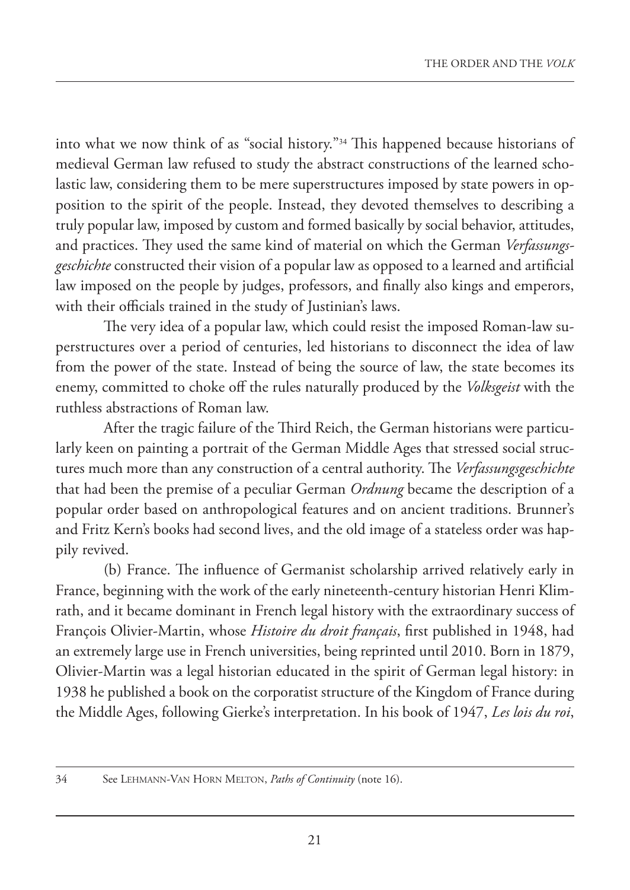into what we now think of as "social history."[34] This happened because historians of medieval German law refused to study the abstract constructions of the learned scholastic law, considering them to be mere superstructures imposed by state powers in opposition to the spirit of the people. Instead, they devoted themselves to describing a truly popular law, imposed by custom and formed basically by social behavior, attitudes, and practices. They used the same kind of material on which the German *Verfassungsgeschichte* constructed their vision of a popular law as opposed to a learned and artificial law imposed on the people by judges, professors, and finally also kings and emperors, with their officials trained in the study of Justinian's laws.

The very idea of a popular law, which could resist the imposed Roman-law superstructures over a period of centuries, led historians to disconnect the idea of law from the power of the state. Instead of being the source of law, the state becomes its enemy, committed to choke off the rules naturally produced by the *Volksgeist* with the ruthless abstractions of Roman law.

After the tragic failure of the Third Reich, the German historians were particularly keen on painting a portrait of the German Middle Ages that stressed social structures much more than any construction of a central authority. The *Verfassungsgeschichte* that had been the premise of a peculiar German *Ordnung* became the description of a popular order based on anthropological features and on ancient traditions. Brunner's and Fritz Kern's books had second lives, and the old image of a stateless order was happily revived.

(b) France. The influence of Germanist scholarship arrived relatively early in France, beginning with the work of the early nineteenth-century historian Henri Klimrath, and it became dominant in French legal history with the extraordinary success of François Olivier-Martin, whose *Histoire du droit français*, first published in 1948, had an extremely large use in French universities, being reprinted until 2010. Born in 1879, Olivier-Martin was a legal historian educated in the spirit of German legal history: in 1938 he published a book on the corporatist structure of the Kingdom of France during the Middle Ages, following Gierke's interpretation. In his book of 1947, *Les lois du roi*,

---

34 See Lehmann-Van Horn Melton, *Paths of Continuity* (note 16).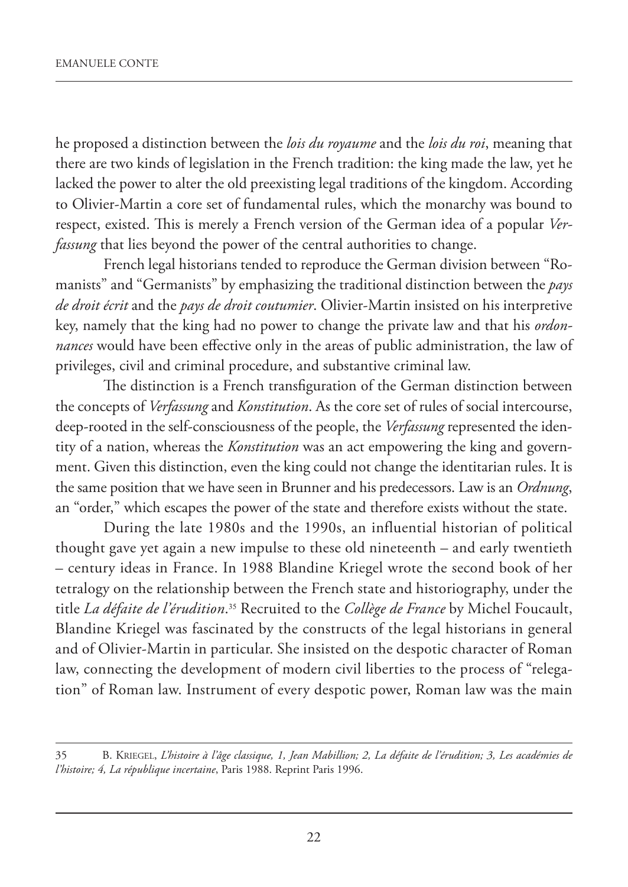he proposed a distinction between the *lois du royaume* and the *lois du roi*, meaning that there are two kinds of legislation in the French tradition: the king made the law, yet he lacked the power to alter the old preexisting legal traditions of the kingdom. According to Olivier-Martin a core set of fundamental rules, which the monarchy was bound to respect, existed. This is merely a French version of the German idea of a popular *Verfassung* that lies beyond the power of the central authorities to change.

French legal historians tended to reproduce the German division between "Romanists" and "Germanists" by emphasizing the traditional distinction between the *pays de droit écrit* and the *pays de droit coutumier*. Olivier-Martin insisted on his interpretive key, namely that the king had no power to change the private law and that his *ordonnances* would have been effective only in the areas of public administration, the law of privileges, civil and criminal procedure, and substantive criminal law.

The distinction is a French transfiguration of the German distinction between the concepts of *Verfassung* and *Konstitution*. As the core set of rules of social intercourse, deep-rooted in the self-consciousness of the people, the *Verfassung* represented the identity of a nation, whereas the *Konstitution* was an act empowering the king and government. Given this distinction, even the king could not change the identitarian rules. It is the same position that we have seen in Brunner and his predecessors. Law is an *Ordnung*, an "order," which escapes the power of the state and therefore exists without the state.

During the late 1980s and the 1990s, an influential historian of political thought gave yet again a new impulse to these old nineteenth – and early twentieth – century ideas in France. In 1988 Blandine Kriegel wrote the second book of her tetralogy on the relationship between the French state and historiography, under the title *La défaite de l'érudition*.[35] Recruited to the *Collège de France* by Michel Foucault, Blandine Kriegel was fascinated by the constructs of the legal historians in general and of Olivier-Martin in particular. She insisted on the despotic character of Roman law, connecting the development of modern civil liberties to the process of "relegation" of Roman law. Instrument of every despotic power, Roman law was the main

---

35 B. Kriegel, *L'histoire à l'âge classique, 1, Jean Mabillion; 2, La défaite de l'érudition; 3, Les académies de l'histoire; 4, La république incertaine*, Paris 1988. Reprint Paris 1996.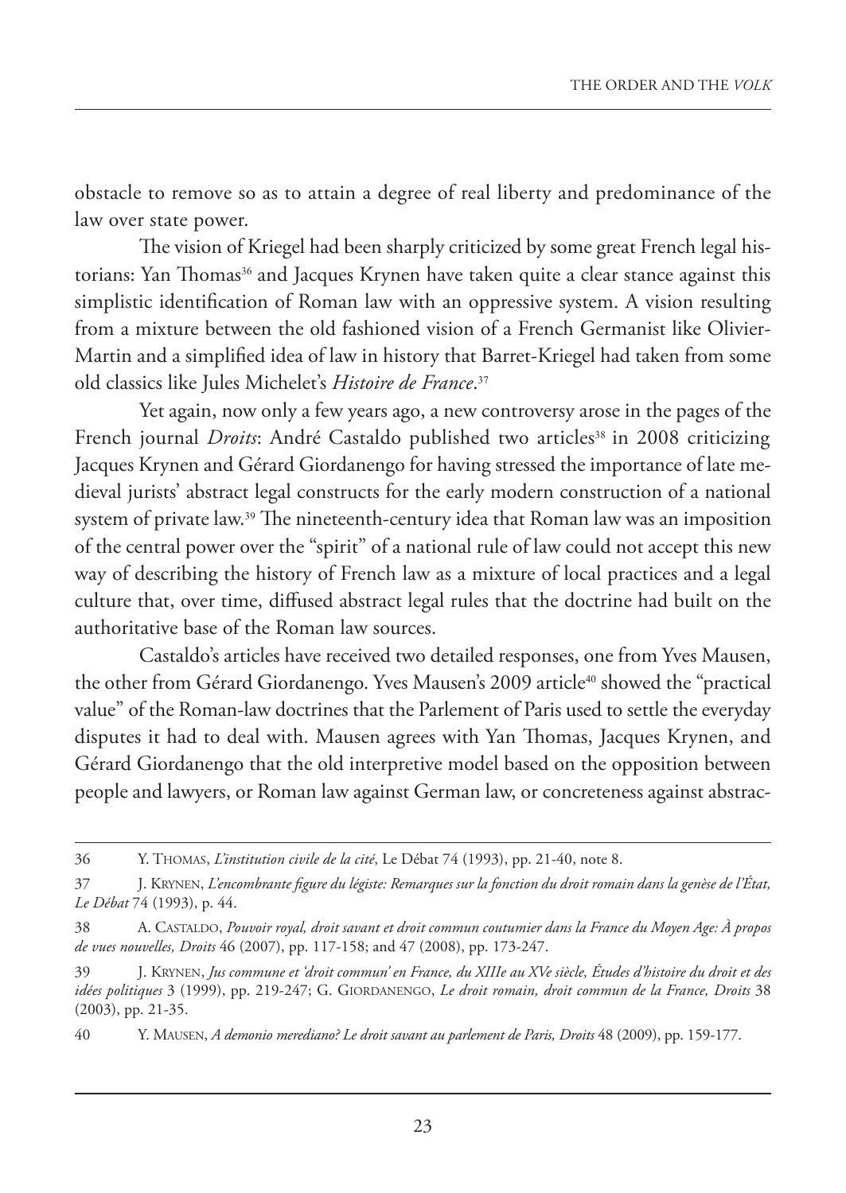obstacle to remove so as to attain a degree of real liberty and predominance of the law over state power.

The vision of Kriegel had been sharply criticized by some great French legal historians: Yan Thomas[36] and Jacques Krynen have taken quite a clear stance against this simplistic identification of Roman law with an oppressive system. A vision resulting from a mixture between the old fashioned vision of a French Germanist like Olivier-Martin and a simplified idea of law in history that Barret-Kriegel had taken from some old classics like Jules Michelet's *Histoire de France*.[37]

Yet again, now only a few years ago, a new controversy arose in the pages of the French journal *Droits*: André Castaldo published two articles[38] in 2008 criticizing Jacques Krynen and Gérard Giordanengo for having stressed the importance of late medieval jurists' abstract legal constructs for the early modern construction of a national system of private law.[39] The nineteenth-century idea that Roman law was an imposition of the central power over the "spirit" of a national rule of law could not accept this new way of describing the history of French law as a mixture of local practices and a legal culture that, over time, diffused abstract legal rules that the doctrine had built on the authoritative base of the Roman law sources.

Castaldo's articles have received two detailed responses, one from Yves Mausen, the other from Gérard Giordanengo. Yves Mausen's 2009 article[40] showed the "practical value" of the Roman-law doctrines that the Parlement of Paris used to settle the everyday disputes it had to deal with. Mausen agrees with Yan Thomas, Jacques Krynen, and Gérard Giordanengo that the old interpretive model based on the opposition between people and lawyers, or Roman law against German law, or concreteness against abstrac-

---

36 Y. Thomas, *L'institution civile de la cité*, Le Débat 74 (1993), pp. 21-40, note 8.

37 J. Krynen, *L'encombrante figure du légiste: Remarques sur la fonction du droit romain dans la genèse de l'État, Le Débat* 74 (1993), p. 44.

38 A. Castaldo, *Pouvoir royal, droit savant et droit commun coutumier dans la France du Moyen Age: À propos de vues nouvelles, Droits* 46 (2007), pp. 117-158; and 47 (2008), pp. 173-247.

39 J. Krynen, *Jus commune et 'droit commun' en France, du XIIIe au XVe siècle, Études d'histoire du droit et des idées politiques* 3 (1999), pp. 219-247; G. Giordanengo, *Le droit romain, droit commun de la France, Droits* 38 (2003), pp. 21-35.

40 Y. Mausen, *A demonio merediano? Le droit savant au parlement de Paris, Droits* 48 (2009), pp. 159-177.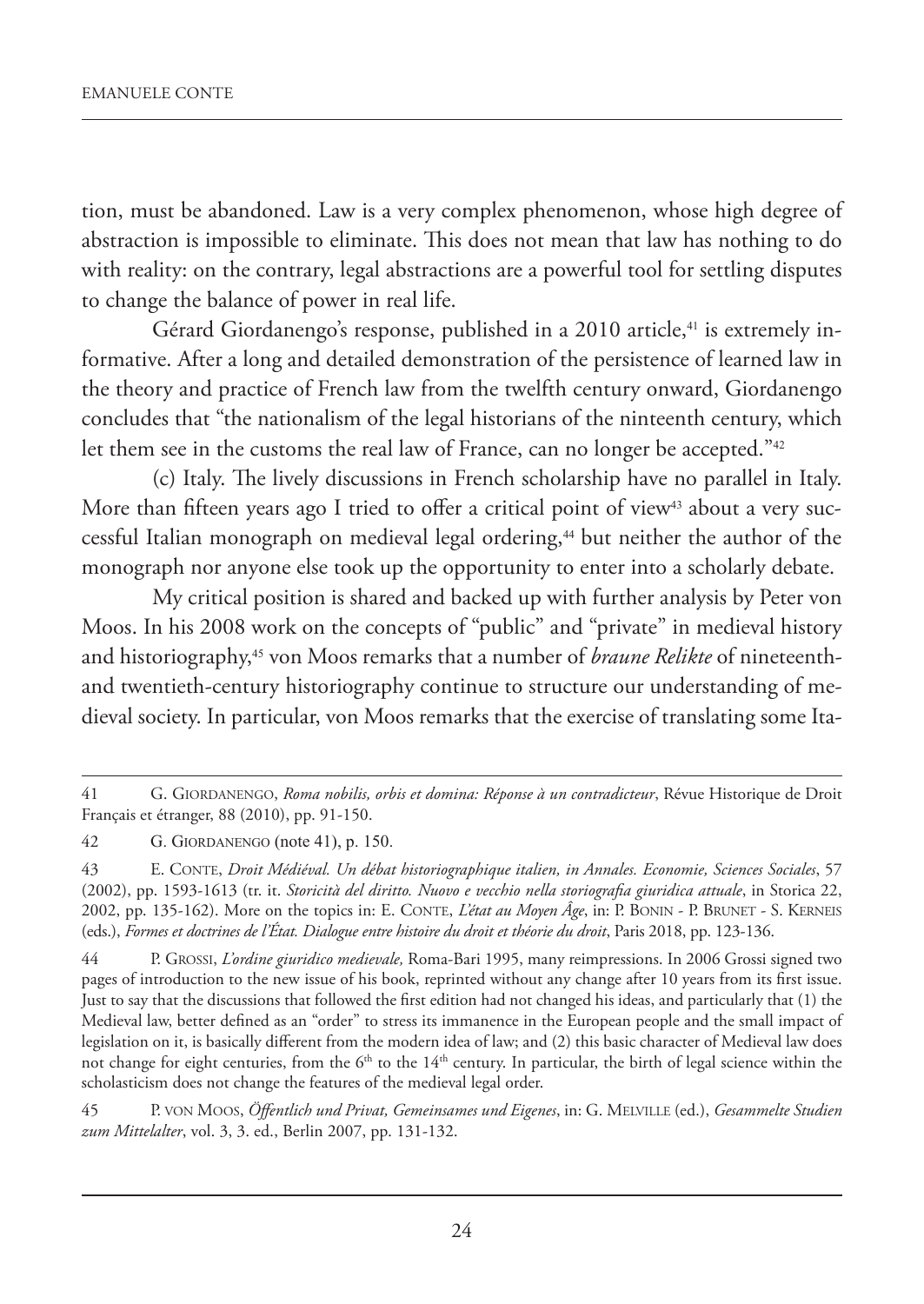tion, must be abandoned. Law is a very complex phenomenon, whose high degree of abstraction is impossible to eliminate. This does not mean that law has nothing to do with reality: on the contrary, legal abstractions are a powerful tool for settling disputes to change the balance of power in real life.

Gérard Giordanengo's response, published in a 2010 article,[41] is extremely informative. After a long and detailed demonstration of the persistence of learned law in the theory and practice of French law from the twelfth century onward, Giordanengo concludes that "the nationalism of the legal historians of the ninteenth century, which let them see in the customs the real law of France, can no longer be accepted."[42]

(c) Italy. The lively discussions in French scholarship have no parallel in Italy. More than fifteen years ago I tried to offer a critical point of view[43] about a very successful Italian monograph on medieval legal ordering,[44] but neither the author of the monograph nor anyone else took up the opportunity to enter into a scholarly debate.

My critical position is shared and backed up with further analysis by Peter von Moos. In his 2008 work on the concepts of "public" and "private" in medieval history and historiography,[45] von Moos remarks that a number of *braune Relikte* of nineteenth- and twentieth-century historiography continue to structure our understanding of medieval society. In particular, von Moos remarks that the exercise of translating some Ita-

---

41 G. Giordanengo, *Roma nobilis, orbis et domina: Réponse à un contradicteur*, Révue Historique de Droit Français et étranger, 88 (2010), pp. 91-150.

42 G. Giordanengo (note 41), p. 150.

43 E. Conte, *Droit Médiéval. Un débat historiographique italien, in Annales. Economie, Sciences Sociales*, 57 (2002), pp. 1593-1613 (tr. it. *Storicità del diritto. Nuovo e vecchio nella storiografia giuridica attuale*, in Storica 22, 2002, pp. 135-162). More on the topics in: E. Conte, *L'état au Moyen Âge*, in: P. Bonin - P. Brunet - S. Kerneis (eds.), *Formes et doctrines de l'État. Dialogue entre histoire du droit et théorie du droit*, Paris 2018, pp. 123-136.

44 P. Grossi, *L'ordine giuridico medievale,* Roma-Bari 1995, many reimpressions. In 2006 Grossi signed two pages of introduction to the new issue of his book, reprinted without any change after 10 years from its first issue. Just to say that the discussions that followed the first edition had not changed his ideas, and particularly that (1) the Medieval law, better defined as an "order" to stress its immanence in the European people and the small impact of legislation on it, is basically different from the modern idea of law; and (2) this basic character of Medieval law does not change for eight centuries, from the 6th to the 14th century. In particular, the birth of legal science within the scholasticism does not change the features of the medieval legal order.

45 P. von Moos, *Öffentlich und Privat, Gemeinsames und Eigenes*, in: G. Melville (ed.), *Gesammelte Studien zum Mittelalter*, vol. 3, 3. ed., Berlin 2007, pp. 131-132.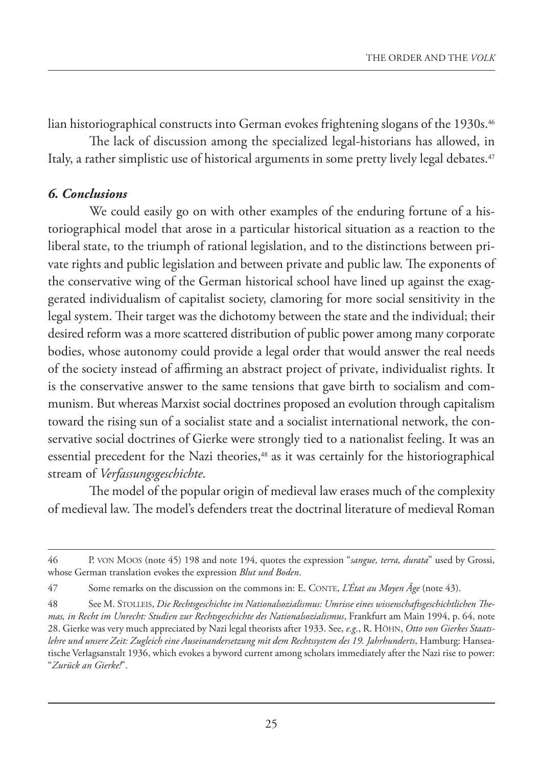lian historiographical constructs into German evokes frightening slogans of the 1930s.[46]

The lack of discussion among the specialized legal-historians has allowed, in Italy, a rather simplistic use of historical arguments in some pretty lively legal debates.[47]

### *6. Conclusions*

We could easily go on with other examples of the enduring fortune of a historiographical model that arose in a particular historical situation as a reaction to the liberal state, to the triumph of rational legislation, and to the distinctions between private rights and public legislation and between private and public law. The exponents of the conservative wing of the German historical school have lined up against the exaggerated individualism of capitalist society, clamoring for more social sensitivity in the legal system. Their target was the dichotomy between the state and the individual; their desired reform was a more scattered distribution of public power among many corporate bodies, whose autonomy could provide a legal order that would answer the real needs of the society instead of affirming an abstract project of private, individualist rights. It is the conservative answer to the same tensions that gave birth to socialism and communism. But whereas Marxist social doctrines proposed an evolution through capitalism toward the rising sun of a socialist state and a socialist international network, the conservative social doctrines of Gierke were strongly tied to a nationalist feeling. It was an essential precedent for the Nazi theories,[48] as it was certainly for the historiographical stream of *Verfassungsgeschichte*.

The model of the popular origin of medieval law erases much of the complexity of medieval law. The model's defenders treat the doctrinal literature of medieval Roman

---

46 P. von Moos (note 45) 198 and note 194, quotes the expression "*sangue, terra, durata*" used by Grossi, whose German translation evokes the expression *Blut und Boden*.

47 Some remarks on the discussion on the commons in: E. Conte, *L'État au Moyen Âge* (note 43).

48 See M. Stolleis, *Die Rechtsgeschichte im Nationalsozialismus: Umrisse eines wissenschaftsgeschichtlichen Themas, in Recht im Unrecht: Studien zur Rechtsgeschichte des Nationalsozialismus*, Frankfurt am Main 1994, p. 64, note 28. Gierke was very much appreciated by Nazi legal theorists after 1933. See, *e.g.*, R. Höhn, *Otto von Gierkes Staatslehre und unsere Zeit: Zugleich eine Auseinandersetzung mit dem Rechtssystem des 19. Jahrhunderts*, Hamburg: Hanseatische Verlagsanstalt 1936, which evokes a byword current among scholars immediately after the Nazi rise to power: "*Zurück an Gierke!*".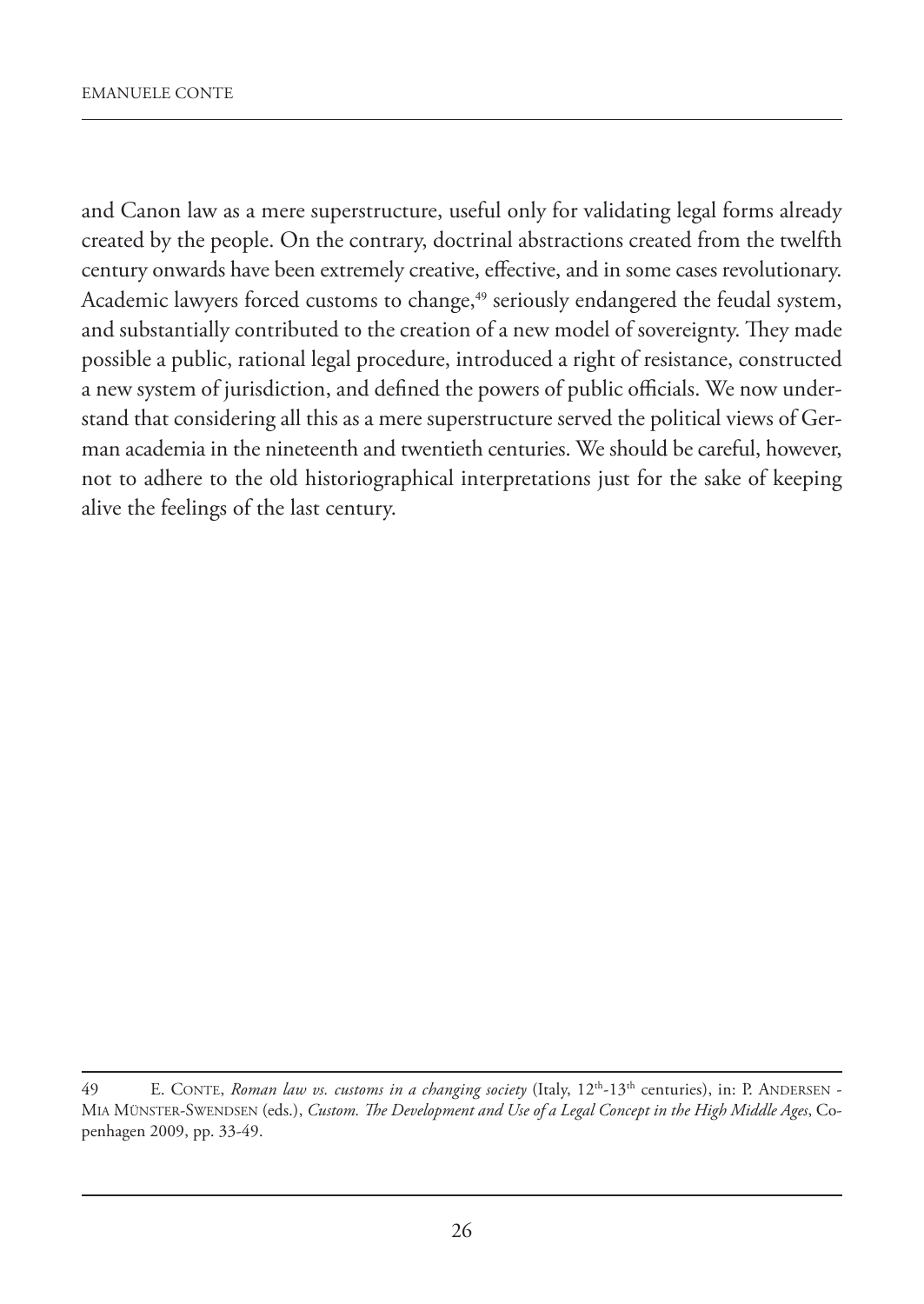and Canon law as a mere superstructure, useful only for validating legal forms already created by the people. On the contrary, doctrinal abstractions created from the twelfth century onwards have been extremely creative, effective, and in some cases revolutionary. Academic lawyers forced customs to change,[49] seriously endangered the feudal system, and substantially contributed to the creation of a new model of sovereignty. They made possible a public, rational legal procedure, introduced a right of resistance, constructed a new system of jurisdiction, and defined the powers of public officials. We now understand that considering all this as a mere superstructure served the political views of German academia in the nineteenth and twentieth centuries. We should be careful, however, not to adhere to the old historiographical interpretations just for the sake of keeping alive the feelings of the last century.

---

49 E. Conte, *Roman law vs. customs in a changing society* (Italy, 12th-13th centuries), in: P. Andersen - Mia Münster-Swendsen (eds.), *Custom. The Development and Use of a Legal Concept in the High Middle Ages*, Copenhagen 2009, pp. 33-49.